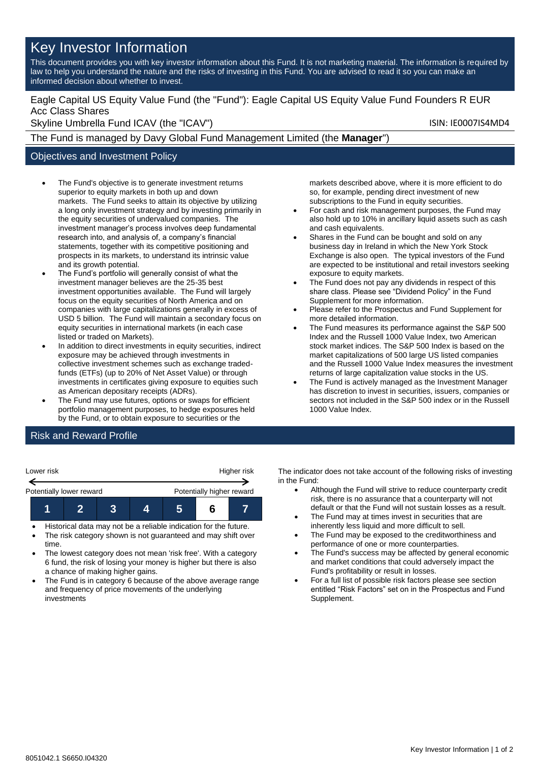# Key Investor Information

This document provides you with key investor information about this Fund. It is not marketing material. The information is required by law to help you understand the nature and the risks of investing in this Fund. You are advised to read it so you can make an informed decision about whether to invest.

Eagle Capital US Equity Value Fund (the "Fund"): Eagle Capital US Equity Value Fund Founders R EUR Acc Class Shares

Skyline Umbrella Fund ICAV (the "ICAV") ISIN: IE0007IS4MD4

The Fund is managed by Davy Global Fund Management Limited (the **Manager**")

## Objectives and Investment Policy

- The Fund's objective is to generate investment returns superior to equity markets in both up and down markets. The Fund seeks to attain its objective by utilizing a long only investment strategy and by investing primarily in the equity securities of undervalued companies. The investment manager's process involves deep fundamental research into, and analysis of, a company's financial statements, together with its competitive positioning and prospects in its markets, to understand its intrinsic value and its growth potential.
- The Fund's portfolio will generally consist of what the investment manager believes are the 25-35 best investment opportunities available. The Fund will largely focus on the equity securities of North America and on companies with large capitalizations generally in excess of USD 5 billion. The Fund will maintain a secondary focus on equity securities in international markets (in each case listed or traded on Markets).
- In addition to direct investments in equity securities, indirect exposure may be achieved through investments in collective investment schemes such as exchange traded-funds (ETFs) (up to 20% of Net Asset Value) or through investments in certificates giving exposure to equities such as American depositary receipts (ADRs).
- The Fund may use futures, options or swaps for efficient portfolio management purposes, to hedge exposures held by the Fund, or to obtain exposure to securities or the markets described above, where it is more efficient to do so, for example, pending direct investment of new subscriptions to the Fund in equity securities.
- For cash and risk management purposes, the Fund may also hold up to 10% in ancillary liquid assets such as cash and cash equivalents.
- Shares in the Fund can be bought and sold on any business day in Ireland in which the New York Stock Exchange is also open. The typical investors of the Fund are expected to be institutional and retail investors seeking exposure to equity markets.
- The Fund does not pay any dividends in respect of this share class. Please see "Dividend Policy" in the Fund Supplement for more information.
- Please refer to the Prospectus and Fund Supplement for more detailed information.
- The Fund measures its performance against the S&P 500 Index and the Russell 1000 Value Index, two American stock market indices. The S&P 500 Index is based on the market capitalizations of 500 large US listed companies and the Russell 1000 Value Index measures the investment returns of large capitalization value stocks in the US.
- The Fund is actively managed as the Investment Manager has discretion to invest in securities, issuers, companies or sectors not included in the S&P 500 index or in the Russell 1000 Value Index.

## Risk and Reward Profile

| Lower risk | | | | | | Higher risk |
|---|---|---|---|---|---|---|
| Potentially lower reward | | | | | | Potentially higher reward |
| 1 | 2 | 3 | 4 | 5 | **6** | 7 |

- Historical data may not be a reliable indication for the future.
- The risk category shown is not guaranteed and may shift over time.
- The lowest category does not mean 'risk free'. With a category 6 fund, the risk of losing your money is higher but there is also a chance of making higher gains.
- The Fund is in category 6 because of the above average range and frequency of price movements of the underlying investments

The indicator does not take account of the following risks of investing in the Fund:

- Although the Fund will strive to reduce counterparty credit risk, there is no assurance that a counterparty will not default or that the Fund will not sustain losses as a result.
- The Fund may at times invest in securities that are inherently less liquid and more difficult to sell.
- The Fund may be exposed to the creditworthiness and performance of one or more counterparties.
- The Fund's success may be affected by general economic and market conditions that could adversely impact the Fund's profitability or result in losses.
- For a full list of possible risk factors please see section entitled "Risk Factors" set on in the Prospectus and Fund Supplement.

8051042.1 S6650.I04320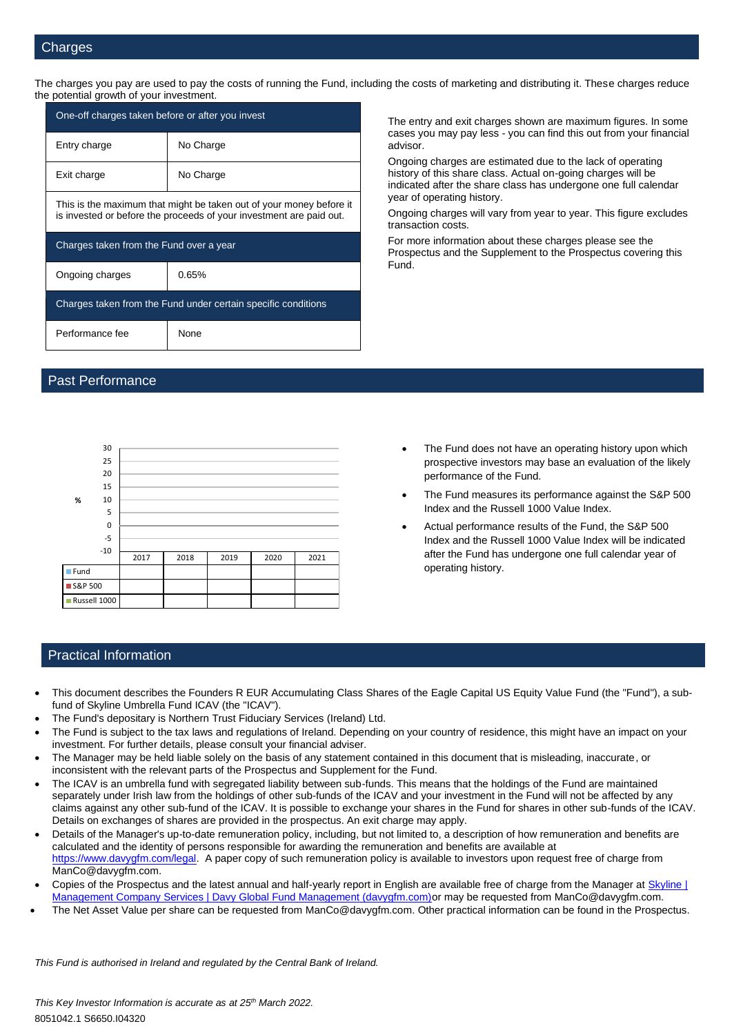## Charges

The charges you pay are used to pay the costs of running the Fund, including the costs of marketing and distributing it. These charges reduce the potential growth of your investment.

| One-off charges taken before or after you invest | |
|---|---|
| Entry charge | No Charge |
| Exit charge | No Charge |
| This is the maximum that might be taken out of your money before it is invested or before the proceeds of your investment are paid out. | |
| **Charges taken from the Fund over a year** | |
| Ongoing charges | 0.65% |
| **Charges taken from the Fund under certain specific conditions** | |
| Performance fee | None |

The entry and exit charges shown are maximum figures. In some cases you may pay less - you can find this out from your financial advisor.

Ongoing charges are estimated due to the lack of operating history of this share class. Actual on-going charges will be indicated after the share class has undergone one full calendar year of operating history.

Ongoing charges will vary from year to year. This figure excludes transaction costs.

For more information about these charges please see the Prospectus and the Supplement to the Prospectus covering this Fund.

## Past Performance

%
30
25
20
15
10
5
0
-5
-10

2017 2018 2019 2020 2021

Fund
S&P 500
Russell 1000

- The Fund does not have an operating history upon which prospective investors may base an evaluation of the likely performance of the Fund.
- The Fund measures its performance against the S&P 500 Index and the Russell 1000 Value Index.
- Actual performance results of the Fund, the S&P 500 Index and the Russell 1000 Value Index will be indicated after the Fund has undergone one full calendar year of operating history.

## Practical Information

- This document describes the Founders R EUR Accumulating Class Shares of the Eagle Capital US Equity Value Fund (the "Fund"), a sub-fund of Skyline Umbrella Fund ICAV (the "ICAV").
- The Fund's depositary is Northern Trust Fiduciary Services (Ireland) Ltd.
- The Fund is subject to the tax laws and regulations of Ireland. Depending on your country of residence, this might have an impact on your investment. For further details, please consult your financial adviser.
- The Manager may be held liable solely on the basis of any statement contained in this document that is misleading, inaccurate, or inconsistent with the relevant parts of the Prospectus and Supplement for the Fund.
- The ICAV is an umbrella fund with segregated liability between sub-funds. This means that the holdings of the Fund are maintained separately under Irish law from the holdings of other sub-funds of the ICAV and your investment in the Fund will not be affected by any claims against any other sub-fund of the ICAV. It is possible to exchange your shares in the Fund for shares in other sub-funds of the ICAV. Details on exchanges of shares are provided in the prospectus. An exit charge may apply.
- Details of the Manager's up-to-date remuneration policy, including, but not limited to, a description of how remuneration and benefits are calculated and the identity of persons responsible for awarding the remuneration and benefits are available at https://www.davygfm.com/legal. A paper copy of such remuneration policy is available to investors upon request free of charge from ManCo@davygfm.com.
- Copies of the Prospectus and the latest annual and half-yearly report in English are available free of charge from the Manager at Skyline | Management Company Services | Davy Global Fund Management (davygfm.com) or may be requested from ManCo@davygfm.com.
- The Net Asset Value per share can be requested from ManCo@davygfm.com. Other practical information can be found in the Prospectus.

*This Fund is authorised in Ireland and regulated by the Central Bank of Ireland.*

*This Key Investor Information is accurate as at 25th March 2022.*

8051042.1 S6650.I04320